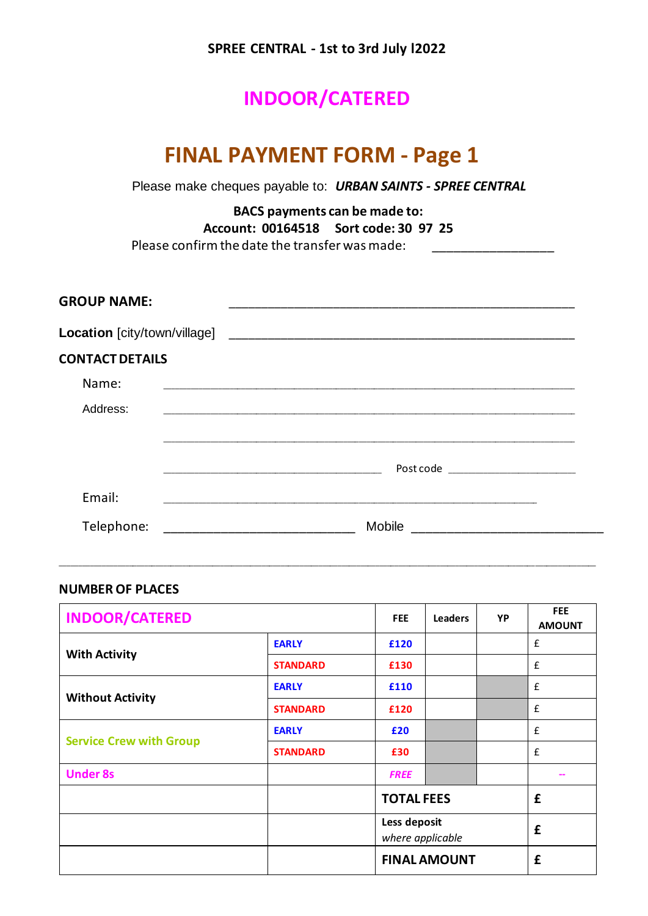**SPREE CENTRAL - 1st to 3rd July l2022**

# INDOOR/CATERED

# FINAL PAYMENT FORM - Page 1

Please make cheques payable to: ***URBAN SAINTS - SPREE CENTRAL***

**BACS payments can be made to:**
**Account: 00164518 Sort code: 30 97 25**

Please confirm the date the transfer was made: ________________

**GROUP NAME:** ____________________________________________

**Location** [city/town/village] ____________________________________________

**CONTACT DETAILS**

Name: ____________________________________________

Address: ____________________________________________

____________________________________________

____________________________ Post code ________________

Email: ____________________________________________

Telephone: ______________________ Mobile ______________________

---

**NUMBER OF PLACES**

| INDOOR/CATERED | | FEE | Leaders | YP | FEE AMOUNT |
|---|---|---|---|---|---|
| **With Activity** | **EARLY** | **£120** | | | £ |
| | **STANDARD** | **£130** | | | £ |
| **Without Activity** | **EARLY** | **£110** | | | £ |
| | **STANDARD** | **£120** | | | £ |
| **Service Crew with Group** | **EARLY** | **£20** | | | £ |
| | **STANDARD** | **£30** | | | £ |
| **Under 8s** | | ***FREE*** | | | -- |
| | | **TOTAL FEES** | | | **£** |
| | | **Less deposit** *where applicable* | | | **£** |
| | | **FINAL AMOUNT** | | | **£** |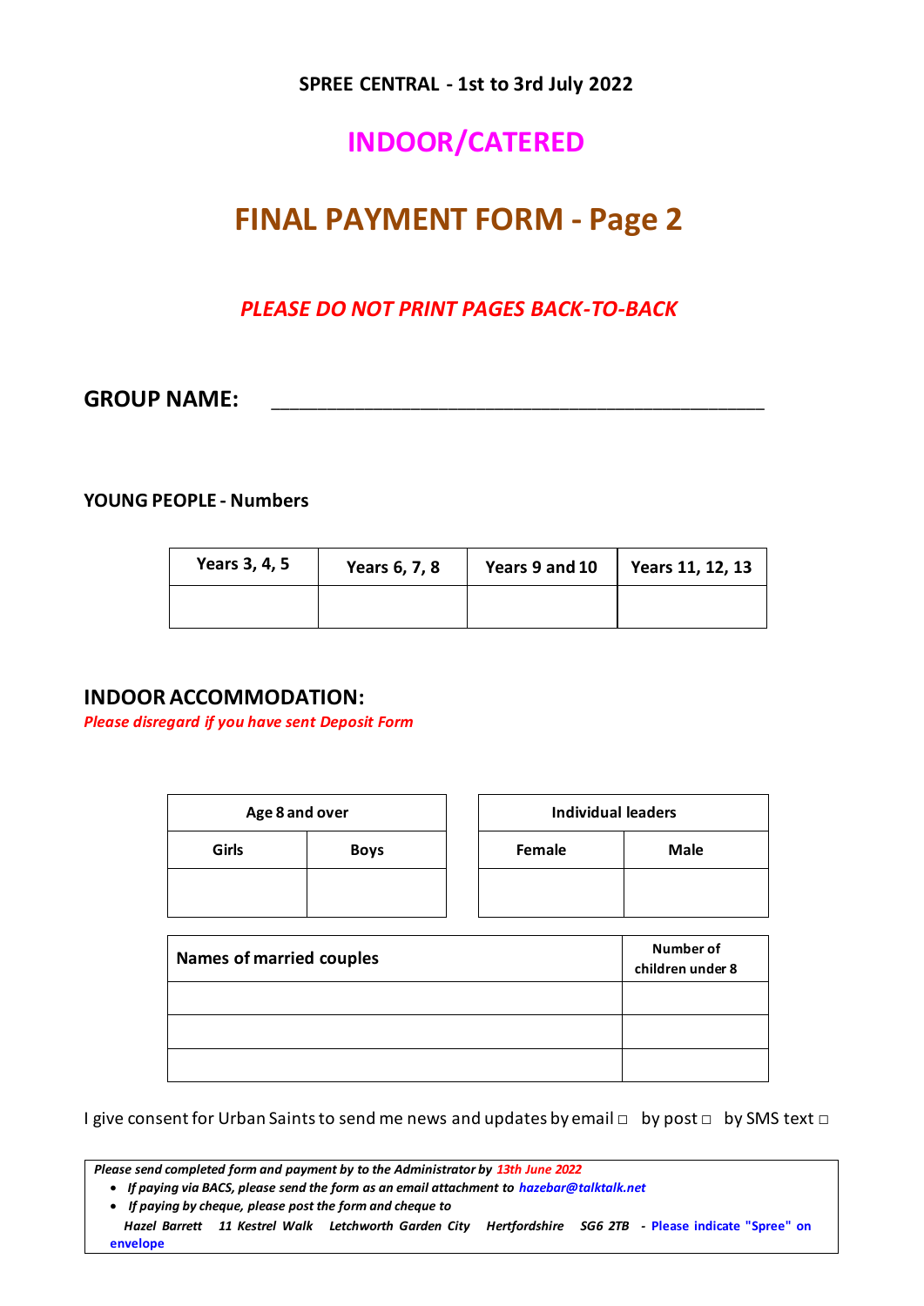**SPREE CENTRAL - 1st to 3rd July 2022**

# INDOOR/CATERED

# FINAL PAYMENT FORM - Page 2

***PLEASE DO NOT PRINT PAGES BACK-TO-BACK***

**GROUP NAME:** \_\_\_\_\_\_\_\_\_\_\_\_\_\_\_\_\_\_\_\_\_\_\_\_\_\_\_\_\_\_\_\_\_\_\_\_\_\_\_\_\_\_\_\_\_\_\_\_

**YOUNG PEOPLE - Numbers**

| Years 3, 4, 5 | Years 6, 7, 8 | Years 9 and 10 | Years 11, 12, 13 |
|---|---|---|---|
| | | | |

## INDOOR ACCOMMODATION:

*Please disregard if you have sent Deposit Form*

| Age 8 and over | |
|---|---|
| Girls | Boys |
| | |

| Individual leaders | |
|---|---|
| Female | Male |
| | |

| Names of married couples | Number of children under 8 |
|---|---|
| | |
| | |
| | |

I give consent for Urban Saints to send me news and updates by email □ by post □ by SMS text □

*Please send completed form and payment by to the Administrator by 13th June 2022*

- *If paying via BACS, please send the form as an email attachment to hazebar@talktalk.net*
- *If paying by cheque, please post the form and cheque to*

*Hazel Barrett 11 Kestrel Walk Letchworth Garden City Hertfordshire SG6 2TB* - Please indicate "Spree" on envelope